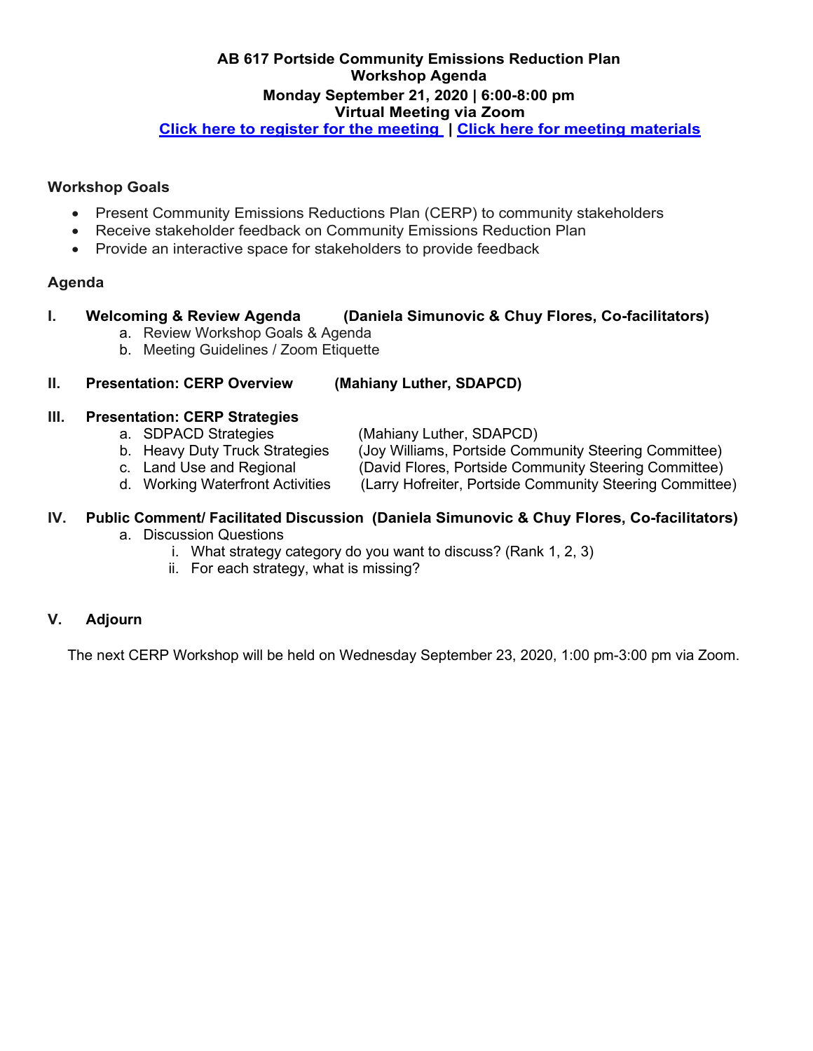# AB 617 Portside Community Emissions Reduction Plan
## Workshop Agenda
**Monday September 21, 2020 | 6:00-8:00 pm**
**Virtual Meeting via Zoom**
**Click here to register for the meeting | Click here for meeting materials**

### Workshop Goals

- Present Community Emissions Reductions Plan (CERP) to community stakeholders
- Receive stakeholder feedback on Community Emissions Reduction Plan
- Provide an interactive space for stakeholders to provide feedback

### Agenda

**I. Welcoming & Review Agenda (Daniela Simunovic & Chuy Flores, Co-facilitators)**
   a. Review Workshop Goals & Agenda
   b. Meeting Guidelines / Zoom Etiquette

**II. Presentation: CERP Overview (Mahiany Luther, SDAPCD)**

**III. Presentation: CERP Strategies**
   a. SDPACD Strategies (Mahiany Luther, SDAPCD)
   b. Heavy Duty Truck Strategies (Joy Williams, Portside Community Steering Committee)
   c. Land Use and Regional (David Flores, Portside Community Steering Committee)
   d. Working Waterfront Activities (Larry Hofreiter, Portside Community Steering Committee)

**IV. Public Comment/ Facilitated Discussion (Daniela Simunovic & Chuy Flores, Co-facilitators)**
   a. Discussion Questions
      i. What strategy category do you want to discuss? (Rank 1, 2, 3)
      ii. For each strategy, what is missing?

**V. Adjourn**

The next CERP Workshop will be held on Wednesday September 23, 2020, 1:00 pm-3:00 pm via Zoom.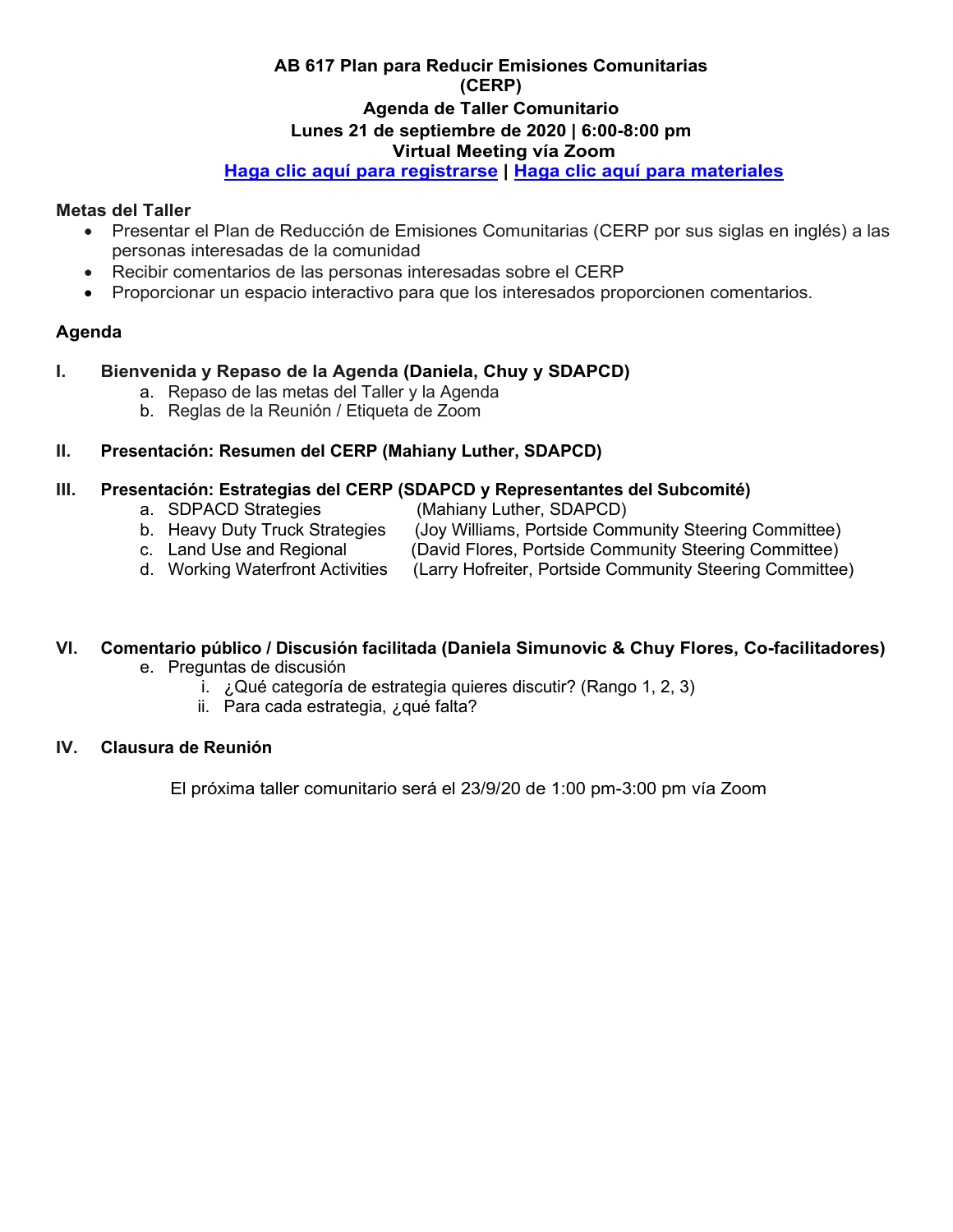**AB 617 Plan para Reducir Emisiones Comunitarias (CERP)**
**Agenda de Taller Comunitario**
**Lunes 21 de septiembre de 2020 | 6:00-8:00 pm**
**Virtual Meeting vía Zoom**
**Haga clic aquí para registrarse | Haga clic aquí para materiales**

**Metas del Taller**

- Presentar el Plan de Reducción de Emisiones Comunitarias (CERP por sus siglas en inglés) a las personas interesadas de la comunidad
- Recibir comentarios de las personas interesadas sobre el CERP
- Proporcionar un espacio interactivo para que los interesados proporcionen comentarios.

**Agenda**

**I. Bienvenida y Repaso de la Agenda (Daniela, Chuy y SDAPCD)**
   a. Repaso de las metas del Taller y la Agenda
   b. Reglas de la Reunión / Etiqueta de Zoom

**II. Presentación: Resumen del CERP (Mahiany Luther, SDAPCD)**

**III. Presentación: Estrategias del CERP (SDAPCD y Representantes del Subcomité)**
   a. SDPACD Strategies (Mahiany Luther, SDAPCD)
   b. Heavy Duty Truck Strategies (Joy Williams, Portside Community Steering Committee)
   c. Land Use and Regional (David Flores, Portside Community Steering Committee)
   d. Working Waterfront Activities (Larry Hofreiter, Portside Community Steering Committee)

**VI. Comentario público / Discusión facilitada (Daniela Simunovic & Chuy Flores, Co-facilitadores)**
   e. Preguntas de discusión
      i. ¿Qué categoría de estrategia quieres discutir? (Rango 1, 2, 3)
      ii. Para cada estrategia, ¿qué falta?

**IV. Clausura de Reunión**

El próxima taller comunitario será el 23/9/20 de 1:00 pm-3:00 pm vía Zoom